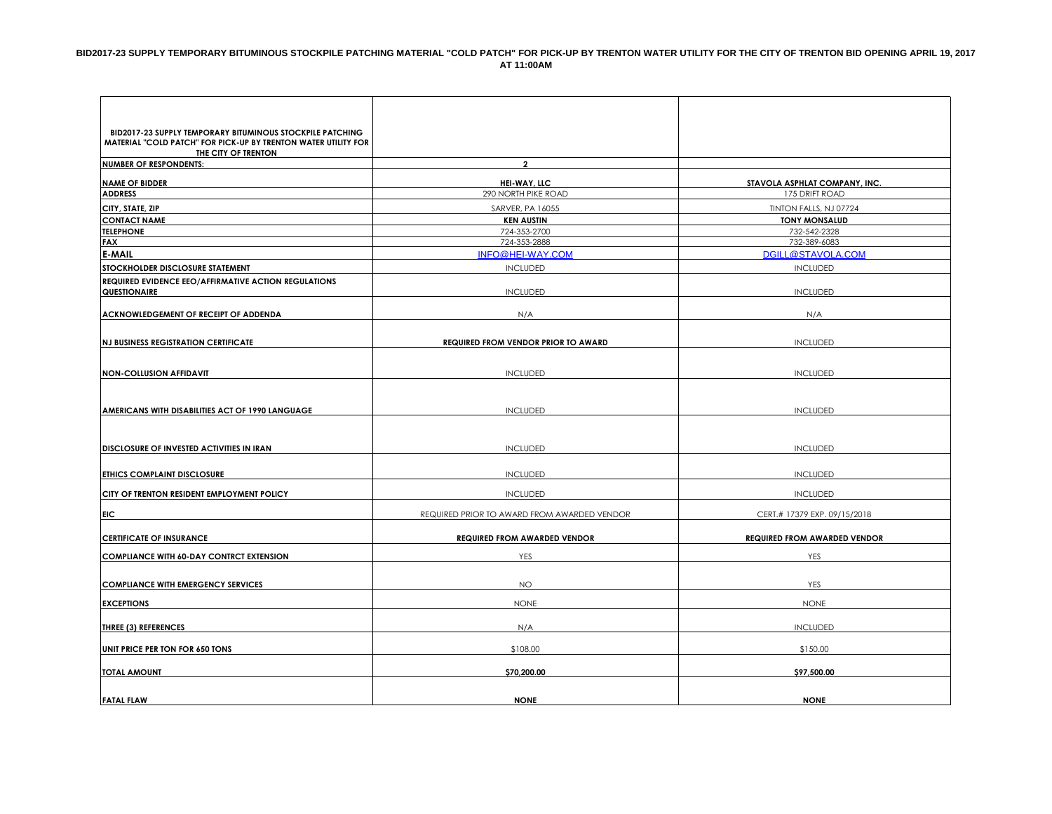**BID2017-23 SUPPLY TEMPORARY BITUMINOUS STOCKPILE PATCHING MATERIAL "COLD PATCH" FOR PICK-UP BY TRENTON WATER UTILITY FOR THE CITY OF TRENTON BID OPENING APRIL 19, 2017 AT 11:00AM**

| BID2017-23 SUPPLY TEMPORARY BITUMINOUS STOCKPILE PATCHING MATERIAL "COLD PATCH" FOR PICK-UP BY TRENTON WATER UTILITY FOR THE CITY OF TRENTON | | |
|---|---|---|
| **NUMBER OF RESPONDENTS:** | **2** | |
| **NAME OF BIDDER** | **HEI-WAY, LLC** | **STAVOLA ASPHLAT COMPANY, INC.** |
| **ADDRESS** | 290 NORTH PIKE ROAD | 175 DRIFT ROAD |
| **CITY, STATE, ZIP** | SARVER, PA 16055 | TINTON FALLS, NJ 07724 |
| **CONTACT NAME** | **KEN AUSTIN** | **TONY MONSALUD** |
| **TELEPHONE** | 724-353-2700 | 732-542-2328 |
| **FAX** | 724-353-2888 | 732-389-6083 |
| **E-MAIL** | INFO@HEI-WAY.COM | DGILL@STAVOLA.COM |
| **STOCKHOLDER DISCLOSURE STATEMENT** | INCLUDED | INCLUDED |
| **REQUIRED EVIDENCE EEO/AFFIRMATIVE ACTION REGULATIONS QUESTIONAIRE** | INCLUDED | INCLUDED |
| **ACKNOWLEDGEMENT OF RECEIPT OF ADDENDA** | N/A | N/A |
| **NJ BUSINESS REGISTRATION CERTIFICATE** | **REQUIRED FROM VENDOR PRIOR TO AWARD** | INCLUDED |
| **NON-COLLUSION AFFIDAVIT** | INCLUDED | INCLUDED |
| **AMERICANS WITH DISABILITIES ACT OF 1990 LANGUAGE** | INCLUDED | INCLUDED |
| **DISCLOSURE OF INVESTED ACTIVITIES IN IRAN** | INCLUDED | INCLUDED |
| **ETHICS COMPLAINT DISCLOSURE** | INCLUDED | INCLUDED |
| **CITY OF TRENTON RESIDENT EMPLOYMENT POLICY** | INCLUDED | INCLUDED |
| **EIC** | REQUIRED PRIOR TO AWARD FROM AWARDED VENDOR | CERT.# 17379 EXP. 09/15/2018 |
| **CERTIFICATE OF INSURANCE** | **REQUIRED FROM AWARDED VENDOR** | **REQUIRED FROM AWARDED VENDOR** |
| **COMPLIANCE WITH 60-DAY CONTRCT EXTENSION** | YES | YES |
| **COMPLIANCE WITH EMERGENCY SERVICES** | NO | YES |
| **EXCEPTIONS** | NONE | NONE |
| **THREE (3) REFERENCES** | N/A | INCLUDED |
| **UNIT PRICE PER TON FOR 650 TONS** | $108.00 | $150.00 |
| **TOTAL AMOUNT** | **$70,200.00** | **$97,500.00** |
| **FATAL FLAW** | **NONE** | **NONE** |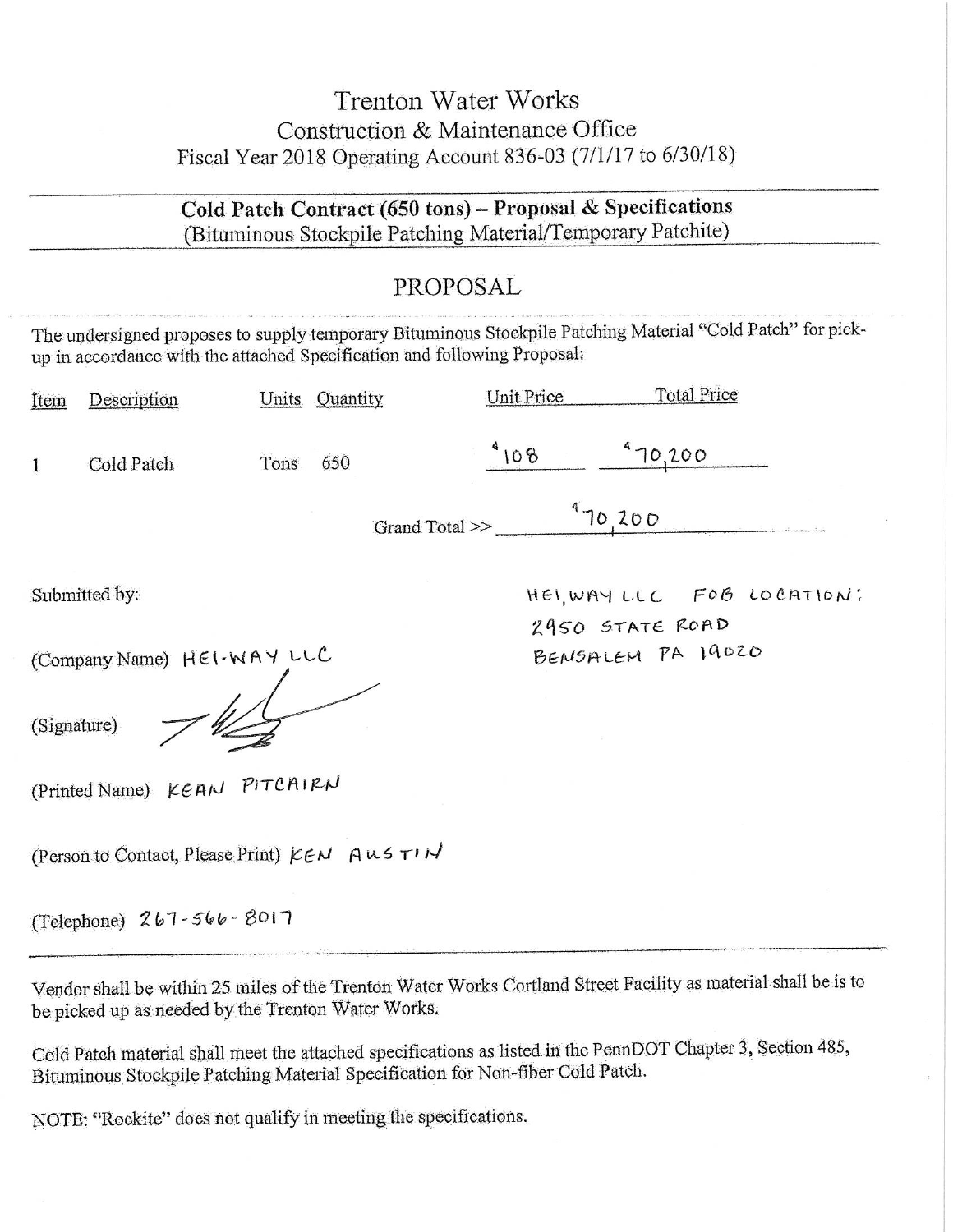# Trenton Water Works

## Construction & Maintenance Office

Fiscal Year 2018 Operating Account 836-03 (7/1/17 to 6/30/18)

---

**Cold Patch Contract (650 tons) – Proposal & Specifications**
(Bituminous Stockpile Patching Material/Temporary Patchite)

---

## PROPOSAL

The undersigned proposes to supply temporary Bituminous Stockpile Patching Material "Cold Patch" for pick-up in accordance with the attached Specification and following Proposal:

| Item | Description | Units | Quantity | Unit Price | Total Price |
|---|---|---|---|---|---|
| 1 | Cold Patch | Tons | 650 | $108 | $70,200 |

Grand Total >> $70,200

Submitted by:

HEI,WAY LLC FOB LOCATION:
2950 STATE ROAD
BENSALEM PA 19020

(Company Name) HEI-WAY LLC

(Signature)

(Printed Name) KEAN PITCAIRN

(Person to Contact, Please Print) KEN AUSTIN

(Telephone) 267-566-8017

---

Vendor shall be within 25 miles of the Trenton Water Works Cortland Street Facility as material shall be is to be picked up as needed by the Trenton Water Works.

Cold Patch material shall meet the attached specifications as listed in the PennDOT Chapter 3, Section 485, Bituminous Stockpile Patching Material Specification for Non-fiber Cold Patch.

NOTE: "Rockite" does not qualify in meeting the specifications.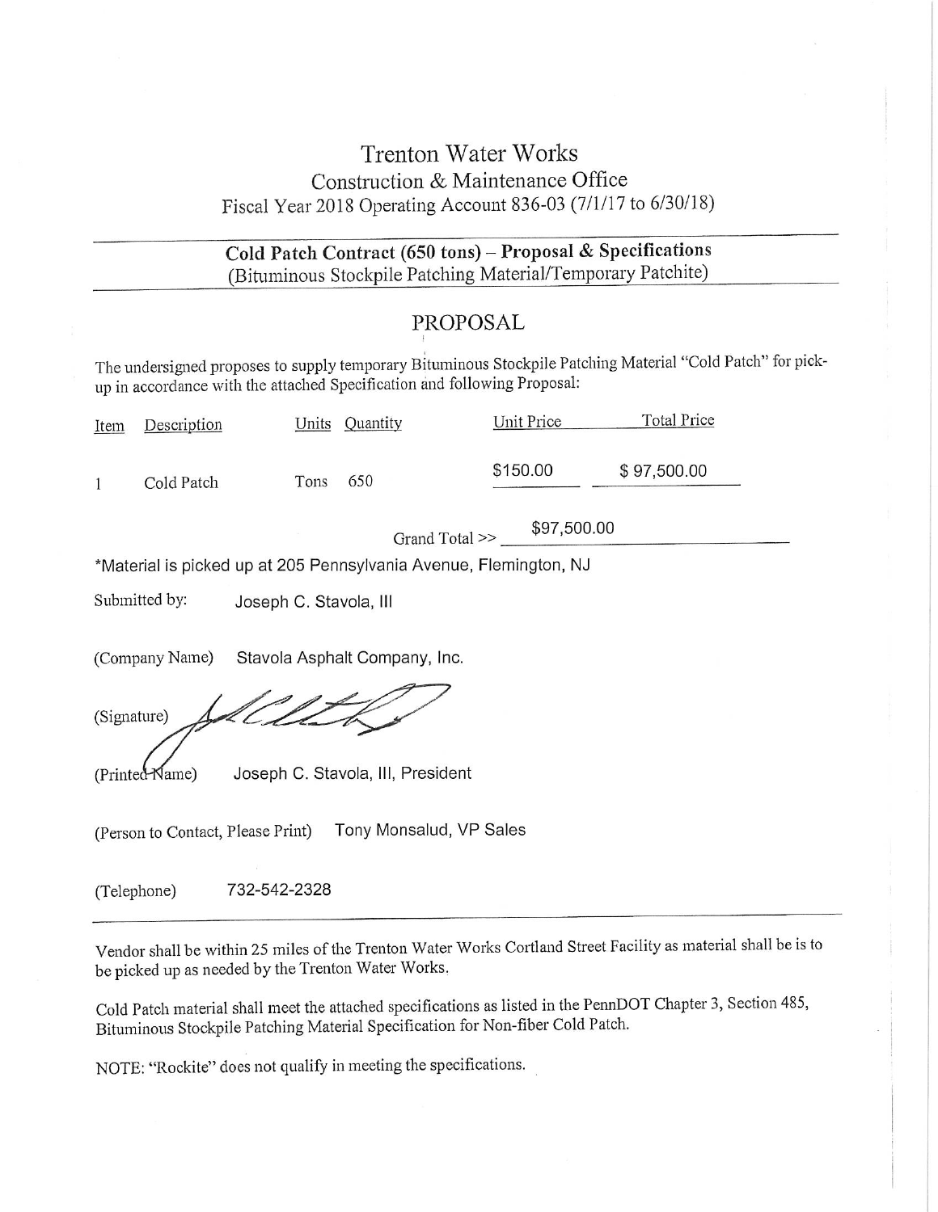# Trenton Water Works

## Construction & Maintenance Office

Fiscal Year 2018 Operating Account 836-03 (7/1/17 to 6/30/18)

---

**Cold Patch Contract (650 tons) – Proposal & Specifications**
(Bituminous Stockpile Patching Material/Temporary Patchite)

---

## PROPOSAL

The undersigned proposes to supply temporary Bituminous Stockpile Patching Material "Cold Patch" for pick-up in accordance with the attached Specification and following Proposal:

| Item | Description | Units | Quantity | Unit Price | Total Price |
|---|---|---|---|---|---|
| 1 | Cold Patch | Tons | 650 | $150.00 | $ 97,500.00 |

Grand Total >> $97,500.00

*Material is picked up at 205 Pennsylvania Avenue, Flemington, NJ

Submitted by: Joseph C. Stavola, III

(Company Name) Stavola Asphalt Company, Inc.

(Signature)

(Printed Name) Joseph C. Stavola, III, President

(Person to Contact, Please Print) Tony Monsalud, VP Sales

(Telephone) 732-542-2328

---

Vendor shall be within 25 miles of the Trenton Water Works Cortland Street Facility as material shall be is to be picked up as needed by the Trenton Water Works.

Cold Patch material shall meet the attached specifications as listed in the PennDOT Chapter 3, Section 485, Bituminous Stockpile Patching Material Specification for Non-fiber Cold Patch.

NOTE: "Rockite" does not qualify in meeting the specifications.